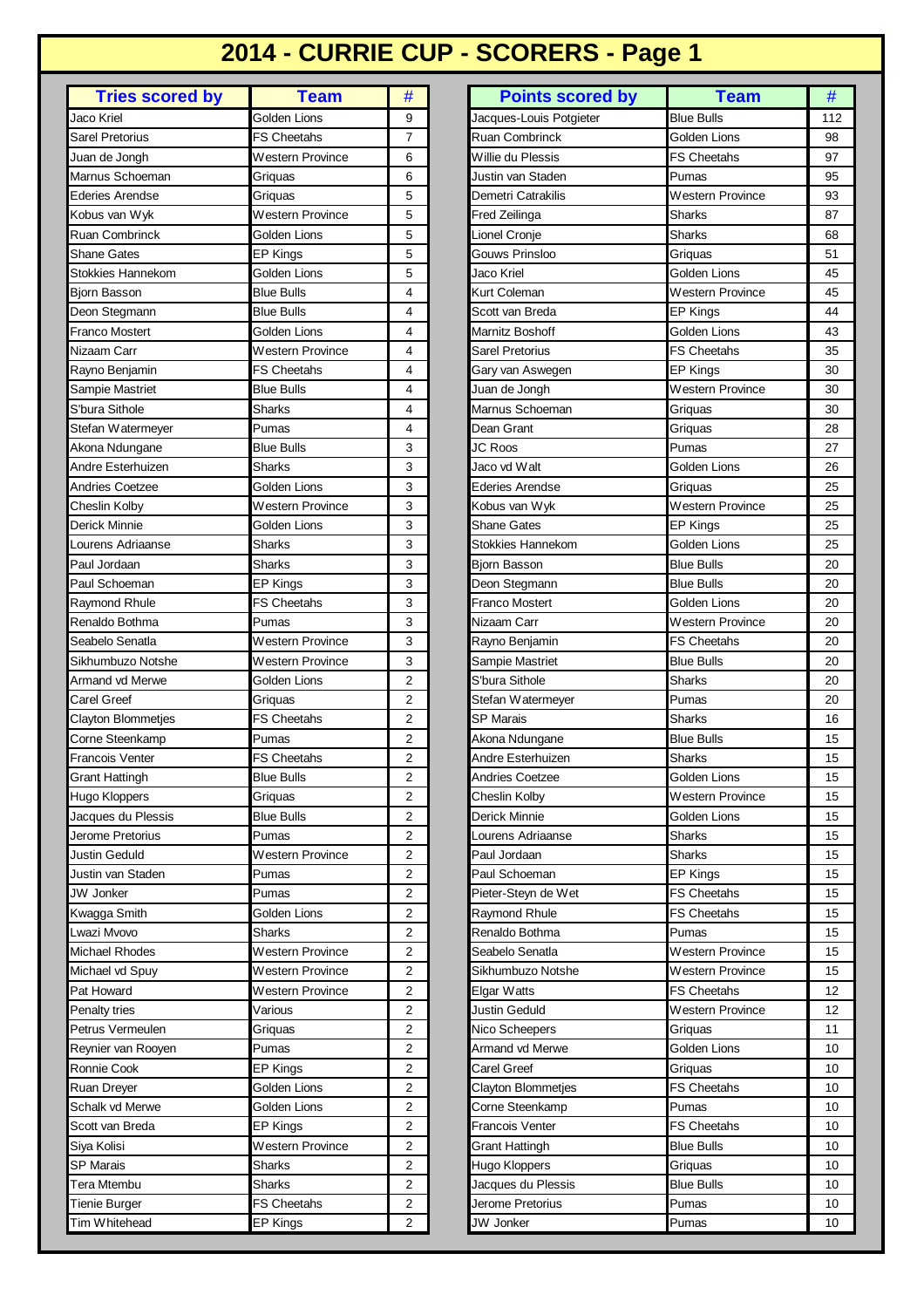# 2014 - CURRIE CUP - SCORERS - Page 1

| Tries scored by | Team | # |
|---|---|---|
| Jaco Kriel | Golden Lions | 9 |
| Sarel Pretorius | FS Cheetahs | 7 |
| Juan de Jongh | Western Province | 6 |
| Marnus Schoeman | Griquas | 6 |
| Ederies Arendse | Griquas | 5 |
| Kobus van Wyk | Western Province | 5 |
| Ruan Combrinck | Golden Lions | 5 |
| Shane Gates | EP Kings | 5 |
| Stokkies Hannekom | Golden Lions | 5 |
| Bjorn Basson | Blue Bulls | 4 |
| Deon Stegmann | Blue Bulls | 4 |
| Franco Mostert | Golden Lions | 4 |
| Nizaam Carr | Western Province | 4 |
| Rayno Benjamin | FS Cheetahs | 4 |
| Sampie Mastriet | Blue Bulls | 4 |
| S'bura Sithole | Sharks | 4 |
| Stefan Watermeyer | Pumas | 4 |
| Akona Ndungane | Blue Bulls | 3 |
| Andre Esterhuizen | Sharks | 3 |
| Andries Coetzee | Golden Lions | 3 |
| Cheslin Kolby | Western Province | 3 |
| Derick Minnie | Golden Lions | 3 |
| Lourens Adriaanse | Sharks | 3 |
| Paul Jordaan | Sharks | 3 |
| Paul Schoeman | EP Kings | 3 |
| Raymond Rhule | FS Cheetahs | 3 |
| Renaldo Bothma | Pumas | 3 |
| Seabelo Senatla | Western Province | 3 |
| Sikhumbuzo Notshe | Western Province | 3 |
| Armand vd Merwe | Golden Lions | 2 |
| Carel Greef | Griquas | 2 |
| Clayton Blommetjes | FS Cheetahs | 2 |
| Corne Steenkamp | Pumas | 2 |
| Francois Venter | FS Cheetahs | 2 |
| Grant Hattingh | Blue Bulls | 2 |
| Hugo Kloppers | Griquas | 2 |
| Jacques du Plessis | Blue Bulls | 2 |
| Jerome Pretorius | Pumas | 2 |
| Justin Geduld | Western Province | 2 |
| Justin van Staden | Pumas | 2 |
| JW Jonker | Pumas | 2 |
| Kwagga Smith | Golden Lions | 2 |
| Lwazi Mvovo | Sharks | 2 |
| Michael Rhodes | Western Province | 2 |
| Michael vd Spuy | Western Province | 2 |
| Pat Howard | Western Province | 2 |
| Penalty tries | Various | 2 |
| Petrus Vermeulen | Griquas | 2 |
| Reynier van Rooyen | Pumas | 2 |
| Ronnie Cook | EP Kings | 2 |
| Ruan Dreyer | Golden Lions | 2 |
| Schalk vd Merwe | Golden Lions | 2 |
| Scott van Breda | EP Kings | 2 |
| Siya Kolisi | Western Province | 2 |
| SP Marais | Sharks | 2 |
| Tera Mtembu | Sharks | 2 |
| Tienie Burger | FS Cheetahs | 2 |
| Tim Whitehead | EP Kings | 2 |

| Points scored by | Team | # |
|---|---|---|
| Jacques-Louis Potgieter | Blue Bulls | 112 |
| Ruan Combrinck | Golden Lions | 98 |
| Willie du Plessis | FS Cheetahs | 97 |
| Justin van Staden | Pumas | 95 |
| Demetri Catrakilis | Western Province | 93 |
| Fred Zeilinga | Sharks | 87 |
| Lionel Cronje | Sharks | 68 |
| Gouws Prinsloo | Griquas | 51 |
| Jaco Kriel | Golden Lions | 45 |
| Kurt Coleman | Western Province | 45 |
| Scott van Breda | EP Kings | 44 |
| Marnitz Boshoff | Golden Lions | 43 |
| Sarel Pretorius | FS Cheetahs | 35 |
| Gary van Aswegen | EP Kings | 30 |
| Juan de Jongh | Western Province | 30 |
| Marnus Schoeman | Griquas | 30 |
| Dean Grant | Griquas | 28 |
| JC Roos | Pumas | 27 |
| Jaco vd Walt | Golden Lions | 26 |
| Ederies Arendse | Griquas | 25 |
| Kobus van Wyk | Western Province | 25 |
| Shane Gates | EP Kings | 25 |
| Stokkies Hannekom | Golden Lions | 25 |
| Bjorn Basson | Blue Bulls | 20 |
| Deon Stegmann | Blue Bulls | 20 |
| Franco Mostert | Golden Lions | 20 |
| Nizaam Carr | Western Province | 20 |
| Rayno Benjamin | FS Cheetahs | 20 |
| Sampie Mastriet | Blue Bulls | 20 |
| S'bura Sithole | Sharks | 20 |
| Stefan Watermeyer | Pumas | 20 |
| SP Marais | Sharks | 16 |
| Akona Ndungane | Blue Bulls | 15 |
| Andre Esterhuizen | Sharks | 15 |
| Andries Coetzee | Golden Lions | 15 |
| Cheslin Kolby | Western Province | 15 |
| Derick Minnie | Golden Lions | 15 |
| Lourens Adriaanse | Sharks | 15 |
| Paul Jordaan | Sharks | 15 |
| Paul Schoeman | EP Kings | 15 |
| Pieter-Steyn de Wet | FS Cheetahs | 15 |
| Raymond Rhule | FS Cheetahs | 15 |
| Renaldo Bothma | Pumas | 15 |
| Seabelo Senatla | Western Province | 15 |
| Sikhumbuzo Notshe | Western Province | 15 |
| Elgar Watts | FS Cheetahs | 12 |
| Justin Geduld | Western Province | 12 |
| Nico Scheepers | Griquas | 11 |
| Armand vd Merwe | Golden Lions | 10 |
| Carel Greef | Griquas | 10 |
| Clayton Blommetjes | FS Cheetahs | 10 |
| Corne Steenkamp | Pumas | 10 |
| Francois Venter | FS Cheetahs | 10 |
| Grant Hattingh | Blue Bulls | 10 |
| Hugo Kloppers | Griquas | 10 |
| Jacques du Plessis | Blue Bulls | 10 |
| Jerome Pretorius | Pumas | 10 |
| JW Jonker | Pumas | 10 |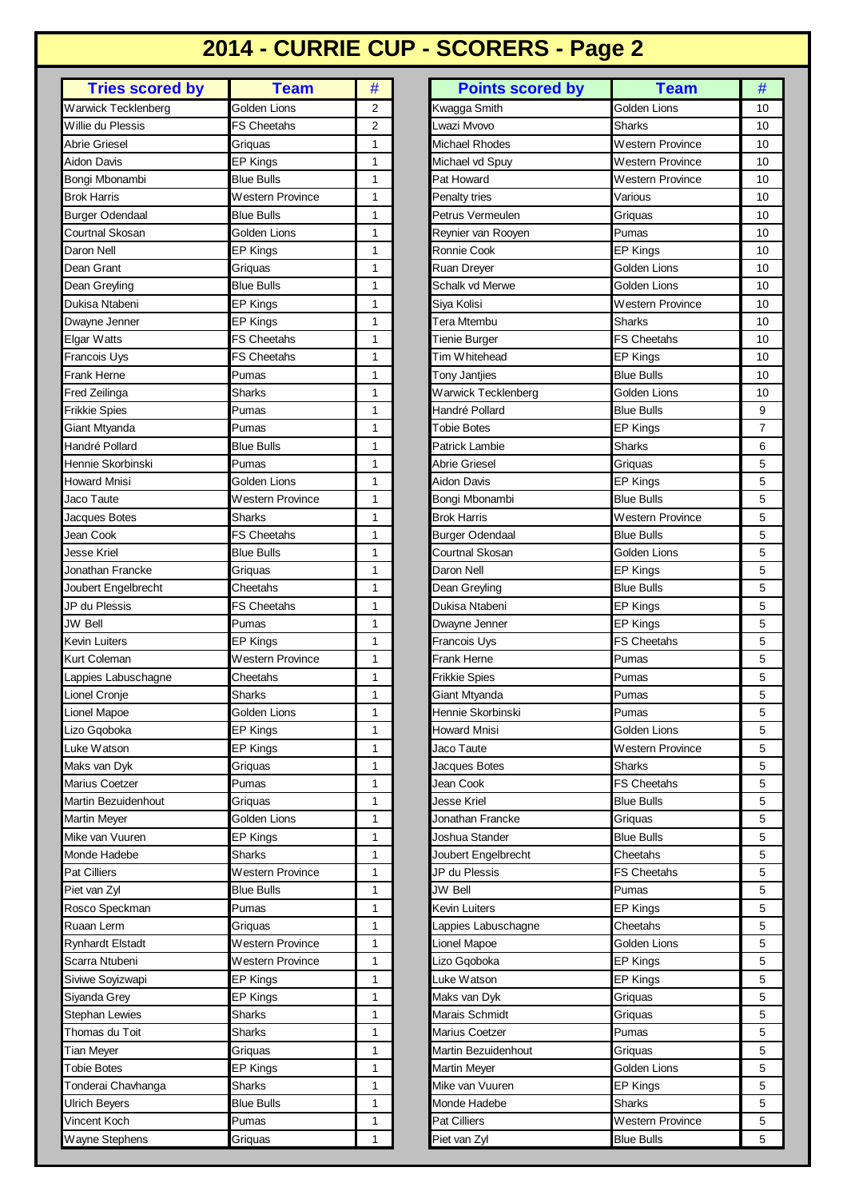# 2014 - CURRIE CUP - SCORERS - Page 2

| Tries scored by | Team | # |
|---|---|---|
| Warwick Tecklenberg | Golden Lions | 2 |
| Willie du Plessis | FS Cheetahs | 2 |
| Abrie Griesel | Griquas | 1 |
| Aidon Davis | EP Kings | 1 |
| Bongi Mbonambi | Blue Bulls | 1 |
| Brok Harris | Western Province | 1 |
| Burger Odendaal | Blue Bulls | 1 |
| Courtnal Skosan | Golden Lions | 1 |
| Daron Nell | EP Kings | 1 |
| Dean Grant | Griquas | 1 |
| Dean Greyling | Blue Bulls | 1 |
| Dukisa Ntabeni | EP Kings | 1 |
| Dwayne Jenner | EP Kings | 1 |
| Elgar Watts | FS Cheetahs | 1 |
| Francois Uys | FS Cheetahs | 1 |
| Frank Herne | Pumas | 1 |
| Fred Zeilinga | Sharks | 1 |
| Frikkie Spies | Pumas | 1 |
| Giant Mtyanda | Pumas | 1 |
| Handré Pollard | Blue Bulls | 1 |
| Hennie Skorbinski | Pumas | 1 |
| Howard Mnisi | Golden Lions | 1 |
| Jaco Taute | Western Province | 1 |
| Jacques Botes | Sharks | 1 |
| Jean Cook | FS Cheetahs | 1 |
| Jesse Kriel | Blue Bulls | 1 |
| Jonathan Francke | Griquas | 1 |
| Joubert Engelbrecht | Cheetahs | 1 |
| JP du Plessis | FS Cheetahs | 1 |
| JW Bell | Pumas | 1 |
| Kevin Luiters | EP Kings | 1 |
| Kurt Coleman | Western Province | 1 |
| Lappies Labuschagne | Cheetahs | 1 |
| Lionel Cronje | Sharks | 1 |
| Lionel Mapoe | Golden Lions | 1 |
| Lizo Gqoboka | EP Kings | 1 |
| Luke Watson | EP Kings | 1 |
| Maks van Dyk | Griquas | 1 |
| Marius Coetzer | Pumas | 1 |
| Martin Bezuidenhout | Griquas | 1 |
| Martin Meyer | Golden Lions | 1 |
| Mike van Vuuren | EP Kings | 1 |
| Monde Hadebe | Sharks | 1 |
| Pat Cilliers | Western Province | 1 |
| Piet van Zyl | Blue Bulls | 1 |
| Rosco Speckman | Pumas | 1 |
| Ruaan Lerm | Griquas | 1 |
| Rynhardt Elstadt | Western Province | 1 |
| Scarra Ntubeni | Western Province | 1 |
| Siviwe Soyizwapi | EP Kings | 1 |
| Siyanda Grey | EP Kings | 1 |
| Stephan Lewies | Sharks | 1 |
| Thomas du Toit | Sharks | 1 |
| Tian Meyer | Griquas | 1 |
| Tobie Botes | EP Kings | 1 |
| Tonderai Chavhanga | Sharks | 1 |
| Ulrich Beyers | Blue Bulls | 1 |
| Vincent Koch | Pumas | 1 |
| Wayne Stephens | Griquas | 1 |

| Points scored by | Team | # |
|---|---|---|
| Kwagga Smith | Golden Lions | 10 |
| Lwazi Mvovo | Sharks | 10 |
| Michael Rhodes | Western Province | 10 |
| Michael vd Spuy | Western Province | 10 |
| Pat Howard | Western Province | 10 |
| Penalty tries | Various | 10 |
| Petrus Vermeulen | Griquas | 10 |
| Reynier van Rooyen | Pumas | 10 |
| Ronnie Cook | EP Kings | 10 |
| Ruan Dreyer | Golden Lions | 10 |
| Schalk vd Merwe | Golden Lions | 10 |
| Siya Kolisi | Western Province | 10 |
| Tera Mtembu | Sharks | 10 |
| Tienie Burger | FS Cheetahs | 10 |
| Tim Whitehead | EP Kings | 10 |
| Tony Jantjies | Blue Bulls | 10 |
| Warwick Tecklenberg | Golden Lions | 10 |
| Handré Pollard | Blue Bulls | 9 |
| Tobie Botes | EP Kings | 7 |
| Patrick Lambie | Sharks | 6 |
| Abrie Griesel | Griquas | 5 |
| Aidon Davis | EP Kings | 5 |
| Bongi Mbonambi | Blue Bulls | 5 |
| Brok Harris | Western Province | 5 |
| Burger Odendaal | Blue Bulls | 5 |
| Courtnal Skosan | Golden Lions | 5 |
| Daron Nell | EP Kings | 5 |
| Dean Greyling | Blue Bulls | 5 |
| Dukisa Ntabeni | EP Kings | 5 |
| Dwayne Jenner | EP Kings | 5 |
| Francois Uys | FS Cheetahs | 5 |
| Frank Herne | Pumas | 5 |
| Frikkie Spies | Pumas | 5 |
| Giant Mtyanda | Pumas | 5 |
| Hennie Skorbinski | Pumas | 5 |
| Howard Mnisi | Golden Lions | 5 |
| Jaco Taute | Western Province | 5 |
| Jacques Botes | Sharks | 5 |
| Jean Cook | FS Cheetahs | 5 |
| Jesse Kriel | Blue Bulls | 5 |
| Jonathan Francke | Griquas | 5 |
| Joshua Stander | Blue Bulls | 5 |
| Joubert Engelbrecht | Cheetahs | 5 |
| JP du Plessis | FS Cheetahs | 5 |
| JW Bell | Pumas | 5 |
| Kevin Luiters | EP Kings | 5 |
| Lappies Labuschagne | Cheetahs | 5 |
| Lionel Mapoe | Golden Lions | 5 |
| Lizo Gqoboka | EP Kings | 5 |
| Luke Watson | EP Kings | 5 |
| Maks van Dyk | Griquas | 5 |
| Marais Schmidt | Griquas | 5 |
| Marius Coetzer | Pumas | 5 |
| Martin Bezuidenhout | Griquas | 5 |
| Martin Meyer | Golden Lions | 5 |
| Mike van Vuuren | EP Kings | 5 |
| Monde Hadebe | Sharks | 5 |
| Pat Cilliers | Western Province | 5 |
| Piet van Zyl | Blue Bulls | 5 |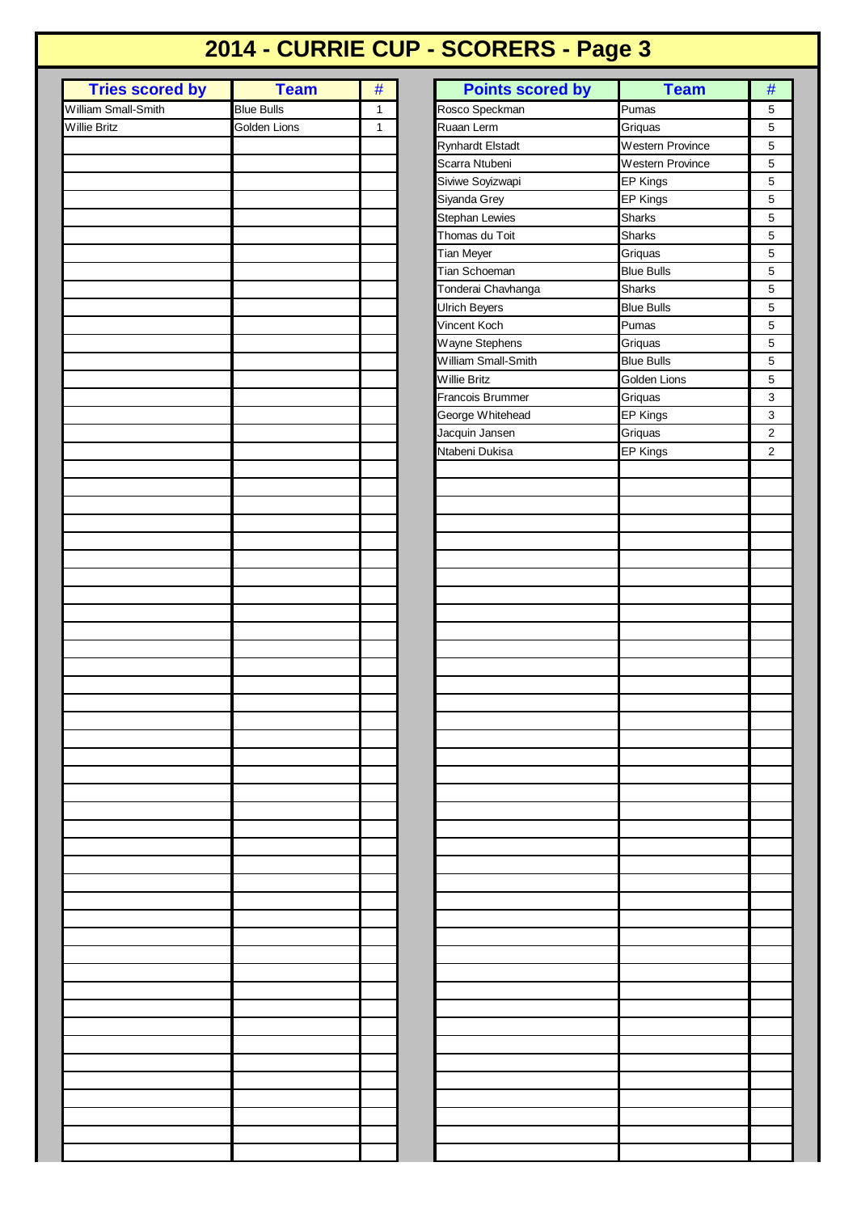# 2014 - CURRIE CUP - SCORERS - Page 3

| Tries scored by | Team | # |
|---|---|---|
| William Small-Smith | Blue Bulls | 1 |
| Willie Britz | Golden Lions | 1 |

| Points scored by | Team | # |
|---|---|---|
| Rosco Speckman | Pumas | 5 |
| Ruaan Lerm | Griquas | 5 |
| Rynhardt Elstadt | Western Province | 5 |
| Scarra Ntubeni | Western Province | 5 |
| Siviwe Soyizwapi | EP Kings | 5 |
| Siyanda Grey | EP Kings | 5 |
| Stephan Lewies | Sharks | 5 |
| Thomas du Toit | Sharks | 5 |
| Tian Meyer | Griquas | 5 |
| Tian Schoeman | Blue Bulls | 5 |
| Tonderai Chavhanga | Sharks | 5 |
| Ulrich Beyers | Blue Bulls | 5 |
| Vincent Koch | Pumas | 5 |
| Wayne Stephens | Griquas | 5 |
| William Small-Smith | Blue Bulls | 5 |
| Willie Britz | Golden Lions | 5 |
| Francois Brummer | Griquas | 3 |
| George Whitehead | EP Kings | 3 |
| Jacquin Jansen | Griquas | 2 |
| Ntabeni Dukisa | EP Kings | 2 |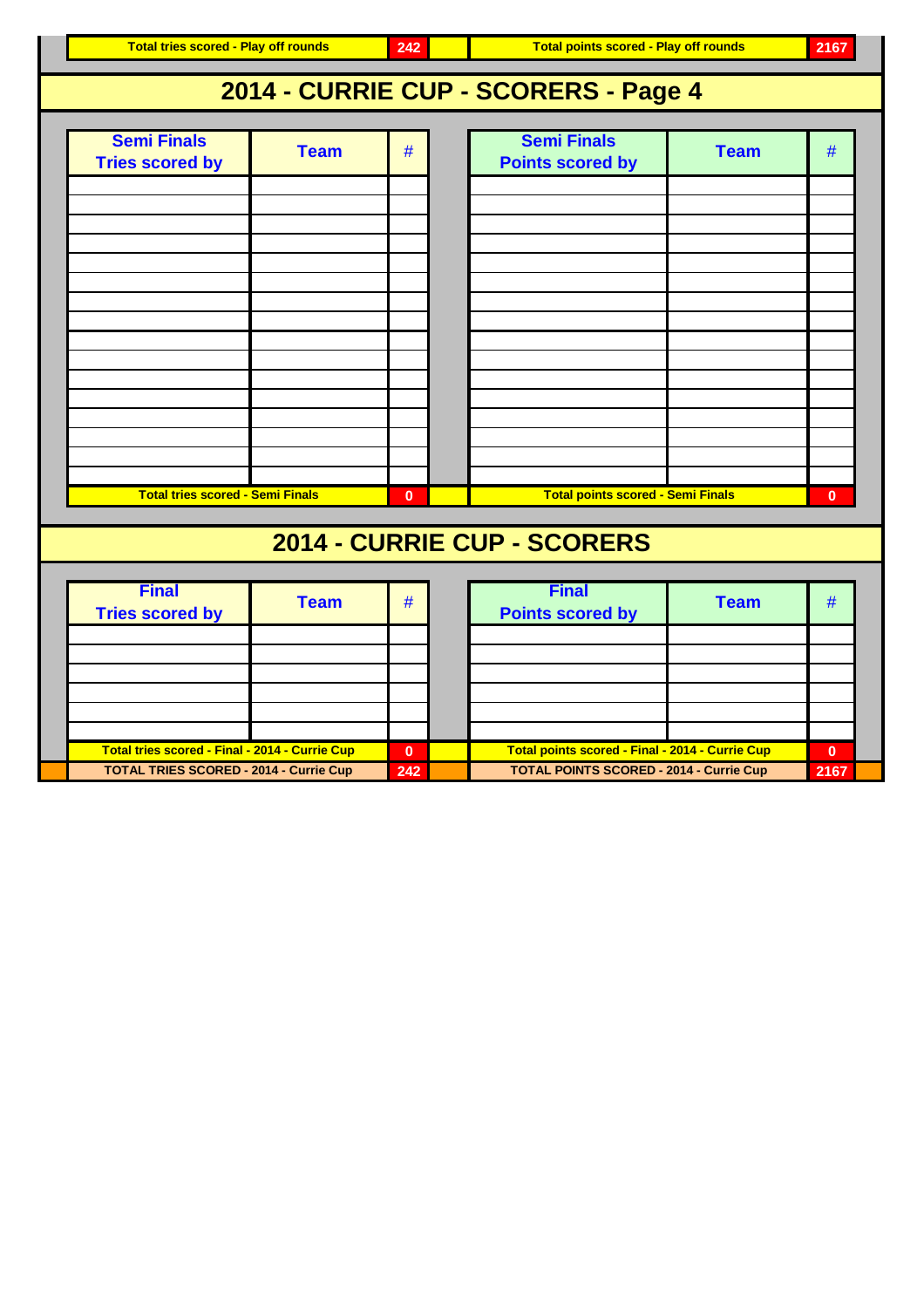| Total tries scored - Play off rounds | 242 | Total points scored - Play off rounds | 2167 |
|---|---|---|---|

## 2014 - CURRIE CUP - SCORERS - Page 4

| Semi Finals Tries scored by | Team | # |
|---|---|---|
| | | |
| | | |
| | | |
| | | |
| | | |
| | | |
| | | |
| | | |
| | | |
| | | |
| | | |
| | | |
| | | |
| | | |
| | | |
| | | |
| Total tries scored - Semi Finals | | 0 |

| Semi Finals Points scored by | Team | # |
|---|---|---|
| | | |
| | | |
| | | |
| | | |
| | | |
| | | |
| | | |
| | | |
| | | |
| | | |
| | | |
| | | |
| | | |
| | | |
| | | |
| | | |
| Total points scored - Semi Finals | | 0 |

## 2014 - CURRIE CUP - SCORERS

| Final Tries scored by | Team | # |
|---|---|---|
| | | |
| | | |
| | | |
| | | |
| | | |
| | | |
| Total tries scored - Final - 2014 - Currie Cup | | 0 |
| TOTAL TRIES SCORED - 2014 - Currie Cup | | 242 |

| Final Points scored by | Team | # |
|---|---|---|
| | | |
| | | |
| | | |
| | | |
| | | |
| | | |
| Total points scored - Final - 2014 - Currie Cup | | 0 |
| TOTAL POINTS SCORED - 2014 - Currie Cup | | 2167 |